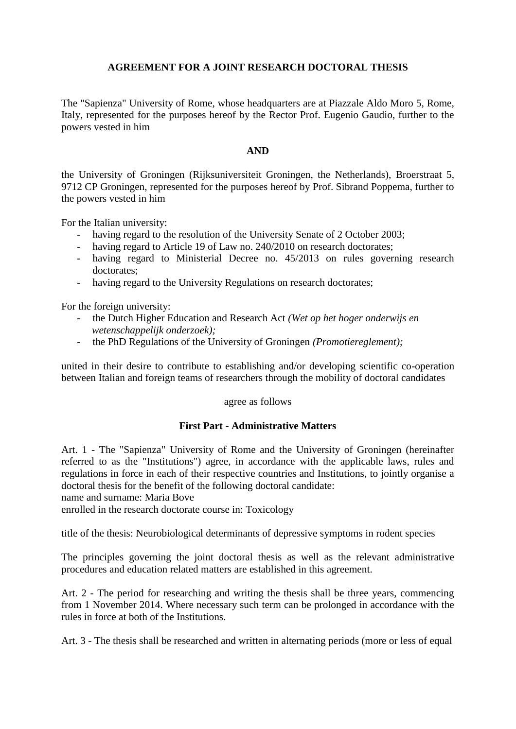# AGREEMENT FOR A JOINT RESEARCH DOCTORAL THESIS

The "Sapienza" University of Rome, whose headquarters are at Piazzale Aldo Moro 5, Rome, Italy, represented for the purposes hereof by the Rector Prof. Eugenio Gaudio, further to the powers vested in him

**AND**

the University of Groningen (Rijksuniversiteit Groningen, the Netherlands), Broerstraat 5, 9712 CP Groningen, represented for the purposes hereof by Prof. Sibrand Poppema, further to the powers vested in him

For the Italian university:

- having regard to the resolution of the University Senate of 2 October 2003;
- having regard to Article 19 of Law no. 240/2010 on research doctorates;
- having regard to Ministerial Decree no. 45/2013 on rules governing research doctorates;
- having regard to the University Regulations on research doctorates;

For the foreign university:

- the Dutch Higher Education and Research Act *(Wet op het hoger onderwijs en wetenschappelijk onderzoek);*
- the PhD Regulations of the University of Groningen *(Promotiereglement);*

united in their desire to contribute to establishing and/or developing scientific co-operation between Italian and foreign teams of researchers through the mobility of doctoral candidates

agree as follows

## First Part - Administrative Matters

Art. 1 - The "Sapienza" University of Rome and the University of Groningen (hereinafter referred to as the "Institutions") agree, in accordance with the applicable laws, rules and regulations in force in each of their respective countries and Institutions, to jointly organise a doctoral thesis for the benefit of the following doctoral candidate:
name and surname: Maria Bove
enrolled in the research doctorate course in: Toxicology

title of the thesis: Neurobiological determinants of depressive symptoms in rodent species

The principles governing the joint doctoral thesis as well as the relevant administrative procedures and education related matters are established in this agreement.

Art. 2 - The period for researching and writing the thesis shall be three years, commencing from 1 November 2014. Where necessary such term can be prolonged in accordance with the rules in force at both of the Institutions.

Art. 3 - The thesis shall be researched and written in alternating periods (more or less of equal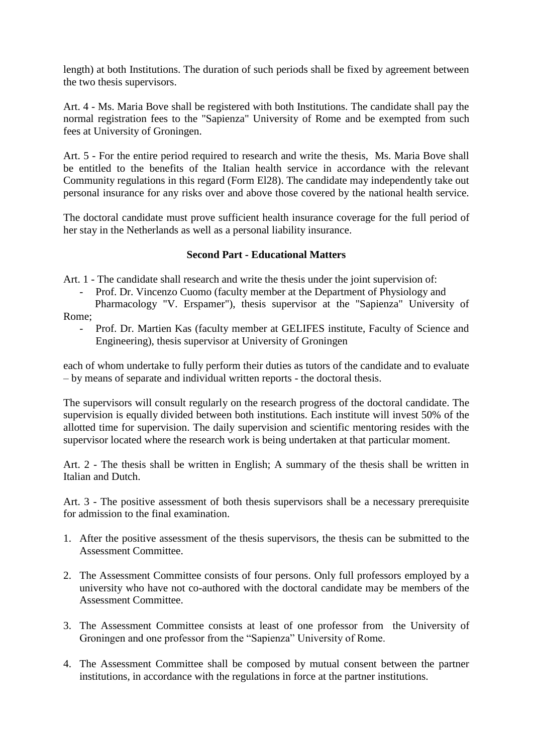length) at both Institutions. The duration of such periods shall be fixed by agreement between the two thesis supervisors.

Art. 4 - Ms. Maria Bove shall be registered with both Institutions. The candidate shall pay the normal registration fees to the "Sapienza" University of Rome and be exempted from such fees at University of Groningen.

Art. 5 - For the entire period required to research and write the thesis, Ms. Maria Bove shall be entitled to the benefits of the Italian health service in accordance with the relevant Community regulations in this regard (Form El28). The candidate may independently take out personal insurance for any risks over and above those covered by the national health service.

The doctoral candidate must prove sufficient health insurance coverage for the full period of her stay in the Netherlands as well as a personal liability insurance.

### Second Part - Educational Matters

Art. 1 - The candidate shall research and write the thesis under the joint supervision of:

- Prof. Dr. Vincenzo Cuomo (faculty member at the Department of Physiology and Pharmacology "V. Erspamer"), thesis supervisor at the "Sapienza" University of Rome;
- Prof. Dr. Martien Kas (faculty member at GELIFES institute, Faculty of Science and Engineering), thesis supervisor at University of Groningen

each of whom undertake to fully perform their duties as tutors of the candidate and to evaluate – by means of separate and individual written reports - the doctoral thesis.

The supervisors will consult regularly on the research progress of the doctoral candidate. The supervision is equally divided between both institutions. Each institute will invest 50% of the allotted time for supervision. The daily supervision and scientific mentoring resides with the supervisor located where the research work is being undertaken at that particular moment.

Art. 2 - The thesis shall be written in English; A summary of the thesis shall be written in Italian and Dutch.

Art. 3 - The positive assessment of both thesis supervisors shall be a necessary prerequisite for admission to the final examination.

1. After the positive assessment of the thesis supervisors, the thesis can be submitted to the Assessment Committee.
2. The Assessment Committee consists of four persons. Only full professors employed by a university who have not co-authored with the doctoral candidate may be members of the Assessment Committee.
3. The Assessment Committee consists at least of one professor from the University of Groningen and one professor from the "Sapienza" University of Rome.
4. The Assessment Committee shall be composed by mutual consent between the partner institutions, in accordance with the regulations in force at the partner institutions.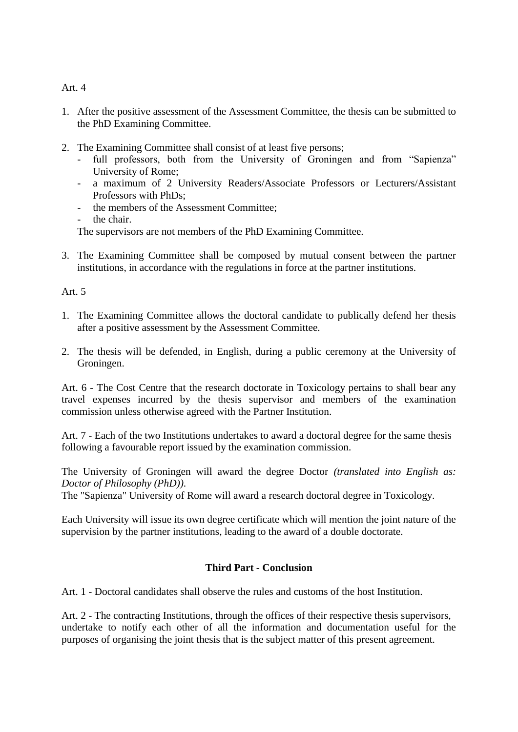Art. 4

1. After the positive assessment of the Assessment Committee, the thesis can be submitted to the PhD Examining Committee.

2. The Examining Committee shall consist of at least five persons;
   - full professors, both from the University of Groningen and from "Sapienza" University of Rome;
   - a maximum of 2 University Readers/Associate Professors or Lecturers/Assistant Professors with PhDs;
   - the members of the Assessment Committee;
   - the chair.

   The supervisors are not members of the PhD Examining Committee.

3. The Examining Committee shall be composed by mutual consent between the partner institutions, in accordance with the regulations in force at the partner institutions.

Art. 5

1. The Examining Committee allows the doctoral candidate to publically defend her thesis after a positive assessment by the Assessment Committee.

2. The thesis will be defended, in English, during a public ceremony at the University of Groningen.

Art. 6 - The Cost Centre that the research doctorate in Toxicology pertains to shall bear any travel expenses incurred by the thesis supervisor and members of the examination commission unless otherwise agreed with the Partner Institution.

Art. 7 - Each of the two Institutions undertakes to award a doctoral degree for the same thesis following a favourable report issued by the examination commission.

The University of Groningen will award the degree Doctor *(translated into English as: Doctor of Philosophy (PhD)).*
The "Sapienza" University of Rome will award a research doctoral degree in Toxicology.

Each University will issue its own degree certificate which will mention the joint nature of the supervision by the partner institutions, leading to the award of a double doctorate.

**Third Part - Conclusion**

Art. 1 - Doctoral candidates shall observe the rules and customs of the host Institution.

Art. 2 - The contracting Institutions, through the offices of their respective thesis supervisors, undertake to notify each other of all the information and documentation useful for the purposes of organising the joint thesis that is the subject matter of this present agreement.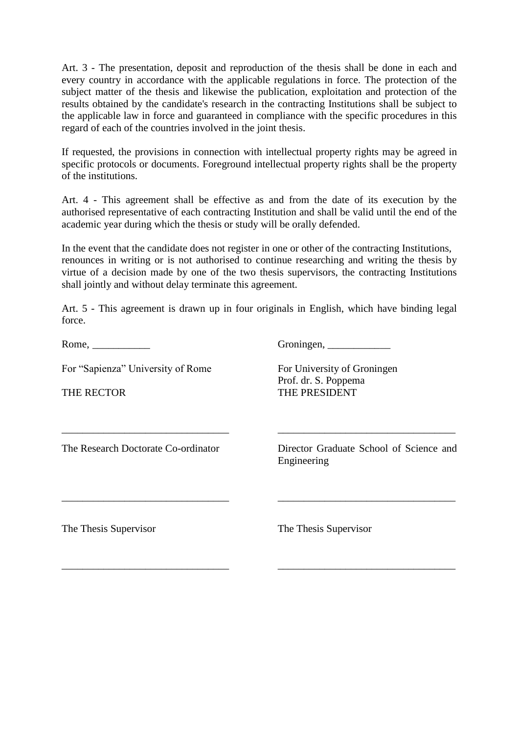Art. 3 - The presentation, deposit and reproduction of the thesis shall be done in each and every country in accordance with the applicable regulations in force. The protection of the subject matter of the thesis and likewise the publication, exploitation and protection of the results obtained by the candidate's research in the contracting Institutions shall be subject to the applicable law in force and guaranteed in compliance with the specific procedures in this regard of each of the countries involved in the joint thesis.

If requested, the provisions in connection with intellectual property rights may be agreed in specific protocols or documents. Foreground intellectual property rights shall be the property of the institutions.

Art. 4 - This agreement shall be effective as and from the date of its execution by the authorised representative of each contracting Institution and shall be valid until the end of the academic year during which the thesis or study will be orally defended.

In the event that the candidate does not register in one or other of the contracting Institutions, renounces in writing or is not authorised to continue researching and writing the thesis by virtue of a decision made by one of the two thesis supervisors, the contracting Institutions shall jointly and without delay terminate this agreement.

Art. 5 - This agreement is drawn up in four originals in English, which have binding legal force.

Rome, ___________

For "Sapienza" University of Rome

THE RECTOR

________________________________

The Research Doctorate Co-ordinator

________________________________

The Thesis Supervisor

________________________________

Groningen, ____________

For University of Groningen
Prof. dr. S. Poppema
THE PRESIDENT

__________________________________

Director Graduate School of Science and Engineering

__________________________________

The Thesis Supervisor

__________________________________